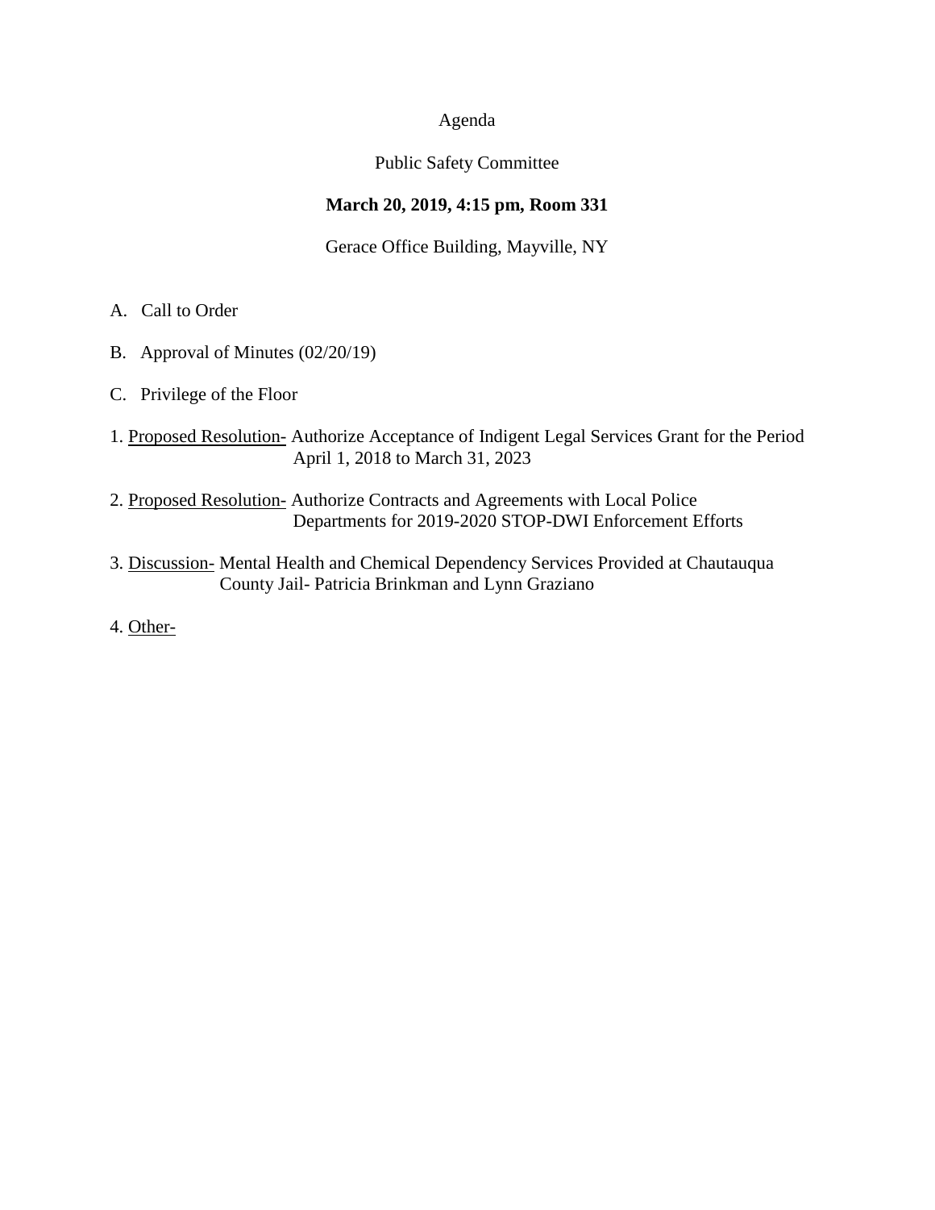Agenda

Public Safety Committee

**March 20, 2019, 4:15 pm, Room 331**

Gerace Office Building, Mayville, NY

A. Call to Order

B. Approval of Minutes (02/20/19)

C. Privilege of the Floor

1. <u>Proposed Resolution-</u> Authorize Acceptance of Indigent Legal Services Grant for the Period April 1, 2018 to March 31, 2023

2. <u>Proposed Resolution-</u> Authorize Contracts and Agreements with Local Police Departments for 2019-2020 STOP-DWI Enforcement Efforts

3. <u>Discussion-</u> Mental Health and Chemical Dependency Services Provided at Chautauqua County Jail- Patricia Brinkman and Lynn Graziano

4. <u>Other-</u>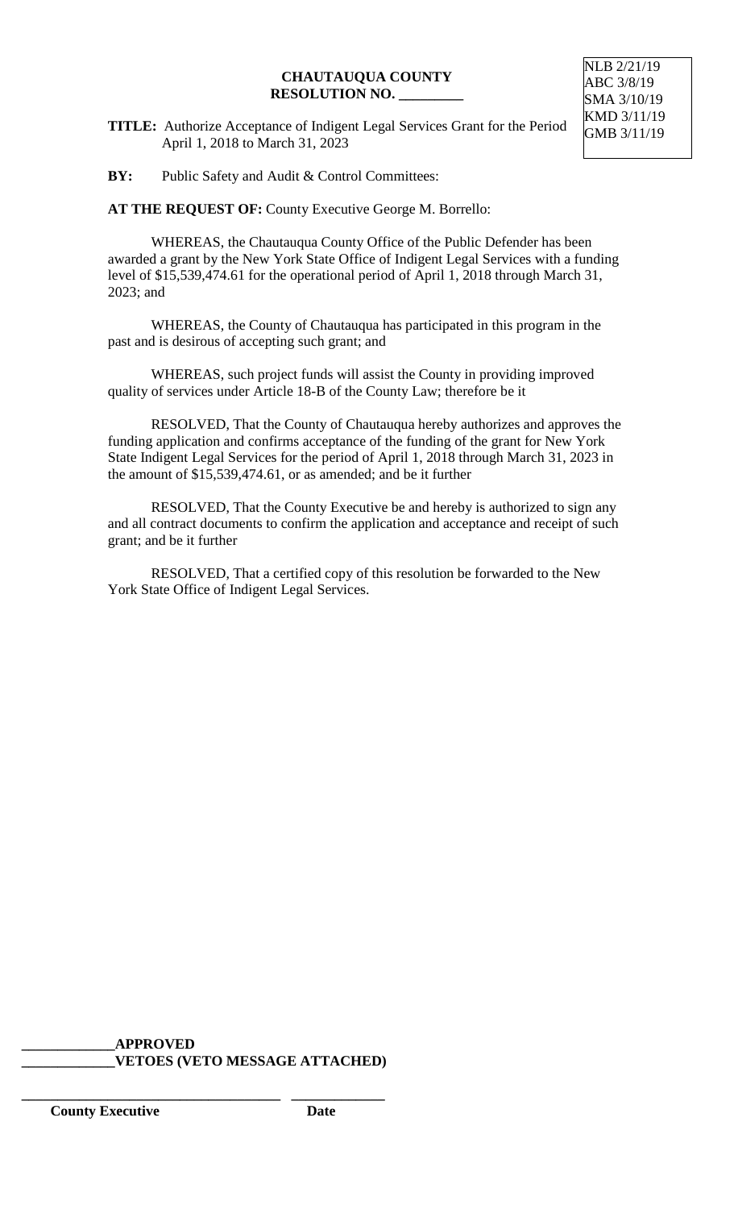**CHAUTAUQUA COUNTY**
**RESOLUTION NO. _________**

NLB 2/21/19
ABC 3/8/19
SMA 3/10/19
KMD 3/11/19
GMB 3/11/19

**TITLE:** Authorize Acceptance of Indigent Legal Services Grant for the Period April 1, 2018 to March 31, 2023

**BY:** Public Safety and Audit & Control Committees:

**AT THE REQUEST OF:** County Executive George M. Borrello:

WHEREAS, the Chautauqua County Office of the Public Defender has been awarded a grant by the New York State Office of Indigent Legal Services with a funding level of $15,539,474.61 for the operational period of April 1, 2018 through March 31, 2023; and

WHEREAS, the County of Chautauqua has participated in this program in the past and is desirous of accepting such grant; and

WHEREAS, such project funds will assist the County in providing improved quality of services under Article 18-B of the County Law; therefore be it

RESOLVED, That the County of Chautauqua hereby authorizes and approves the funding application and confirms acceptance of the funding of the grant for New York State Indigent Legal Services for the period of April 1, 2018 through March 31, 2023 in the amount of $15,539,474.61, or as amended; and be it further

RESOLVED, That the County Executive be and hereby is authorized to sign any and all contract documents to confirm the application and acceptance and receipt of such grant; and be it further

RESOLVED, That a certified copy of this resolution be forwarded to the New York State Office of Indigent Legal Services.

**_____________APPROVED**
**_____________VETOES (VETO MESSAGE ATTACHED)**

**_____________________________________ _____________**
**County Executive Date**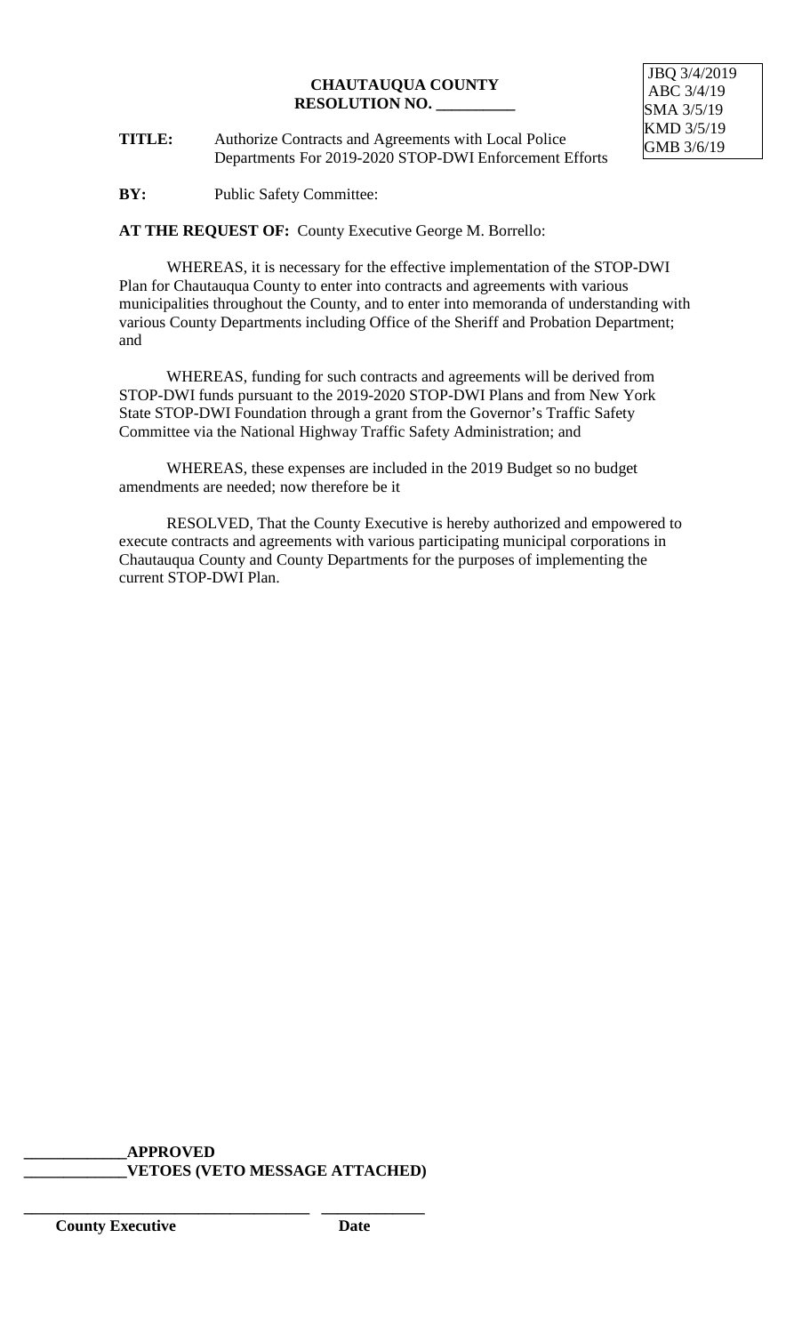**CHAUTAUQUA COUNTY**
**RESOLUTION NO. __________**

JBQ 3/4/2019
ABC 3/4/19
SMA 3/5/19
KMD 3/5/19
GMB 3/6/19

**TITLE:** Authorize Contracts and Agreements with Local Police Departments For 2019-2020 STOP-DWI Enforcement Efforts

**BY:** Public Safety Committee:

**AT THE REQUEST OF:** County Executive George M. Borrello:

WHEREAS, it is necessary for the effective implementation of the STOP-DWI Plan for Chautauqua County to enter into contracts and agreements with various municipalities throughout the County, and to enter into memoranda of understanding with various County Departments including Office of the Sheriff and Probation Department; and

WHEREAS, funding for such contracts and agreements will be derived from STOP-DWI funds pursuant to the 2019-2020 STOP-DWI Plans and from New York State STOP-DWI Foundation through a grant from the Governor's Traffic Safety Committee via the National Highway Traffic Safety Administration; and

WHEREAS, these expenses are included in the 2019 Budget so no budget amendments are needed; now therefore be it

RESOLVED, That the County Executive is hereby authorized and empowered to execute contracts and agreements with various participating municipal corporations in Chautauqua County and County Departments for the purposes of implementing the current STOP-DWI Plan.

**____________APPROVED**
**____________VETOES (VETO MESSAGE ATTACHED)**

**___________________________________ ____________**
**County Executive Date**